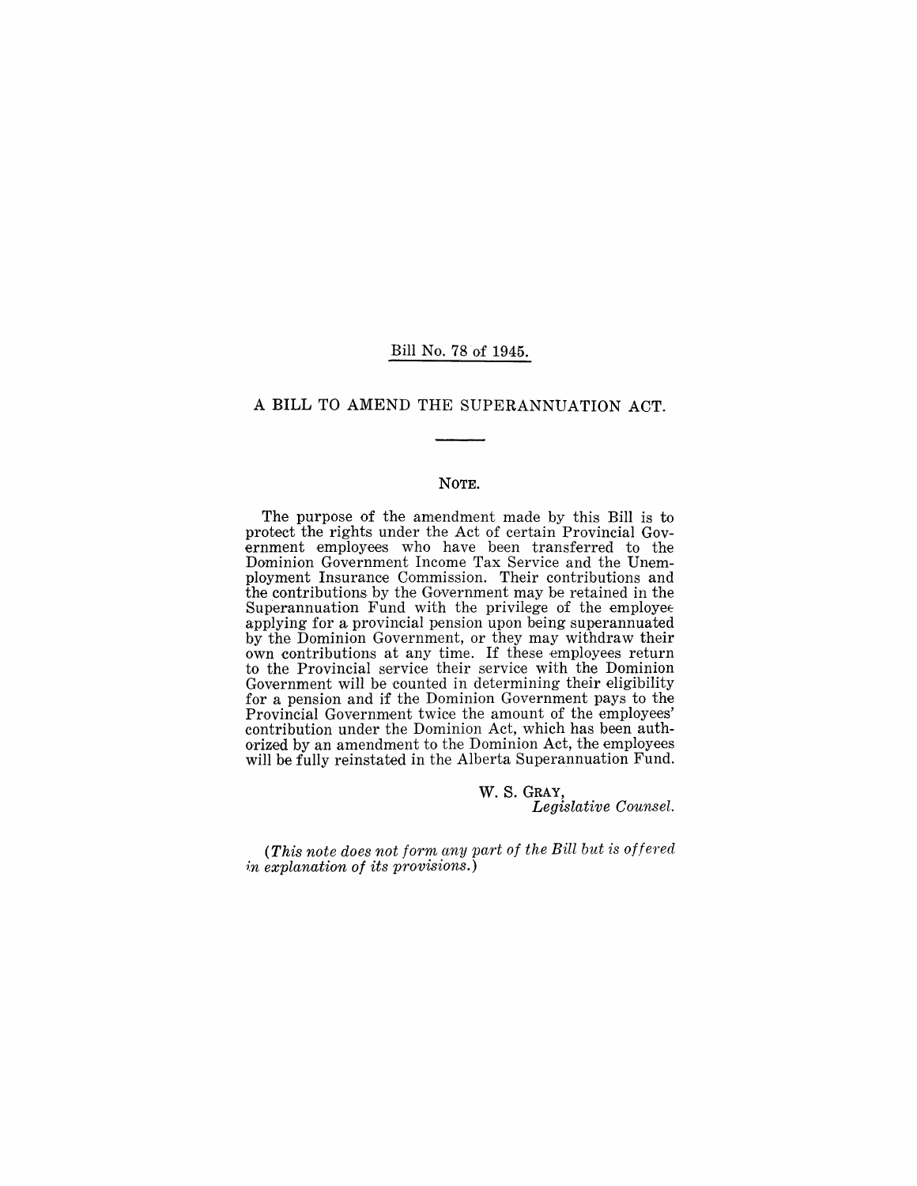Bill No. 78 of 1945.

# A BILL TO AMEND THE SUPERANNUATION ACT.

## NOTE.

The purpose of the amendment made by this Bill is to protect the rights under the Act of certain Provincial Government employees who have been transferred to the Dominion Government Income Tax Service and the Unemployment Insurance Commission. Their contributions and the contributions by the Government may be retained in the Superannuation Fund with the privilege of the employee applying for a provincial pension upon being superannuated by the Dominion Government, or they may withdraw their own contributions at any time. If these employees return to the Provincial service their service with the Dominion Government will be counted in determining their eligibility for a pension and if the Dominion Government pays to the Provincial Government twice the amount of the employees' contribution under the Dominion Act, which has been authorized by an amendment to the Dominion Act, the employees will be fully reinstated in the Alberta Superannuation Fund.

W. S. GRAY,
*Legislative Counsel.*

*(This note does not form any part of the Bill but is offered in explanation of its provisions.)*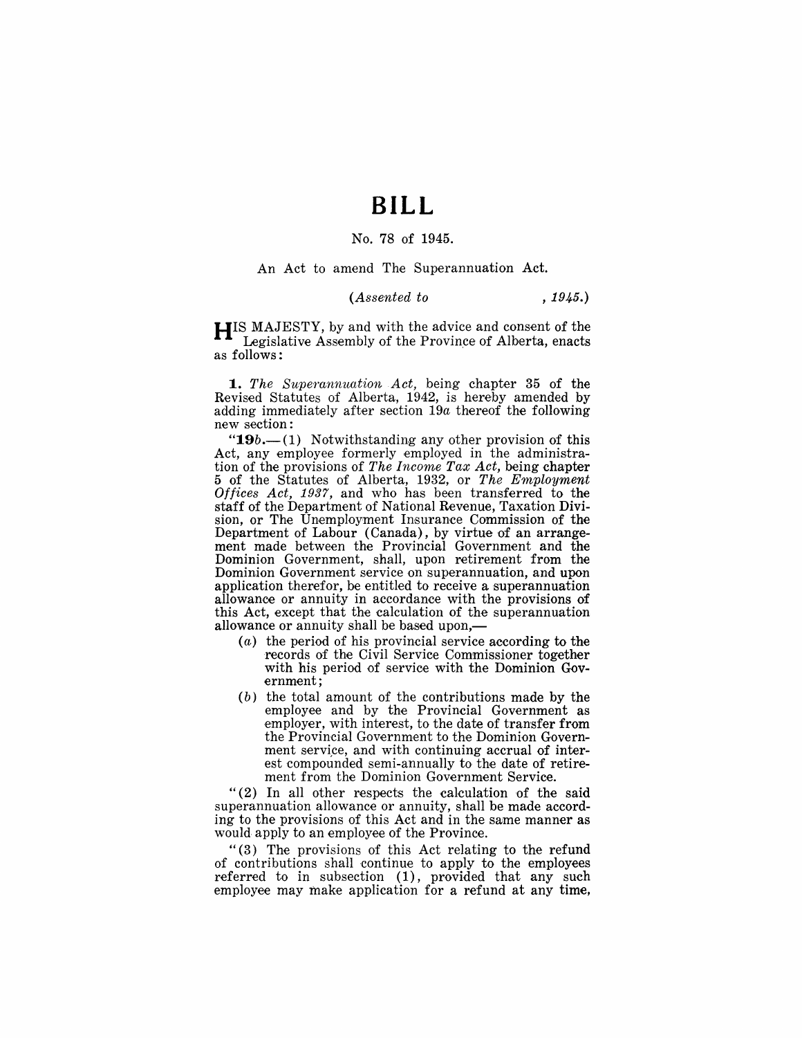# BILL

No. 78 of 1945.

An Act to amend The Superannuation Act.

*(Assented to , 1945.)*

HIS MAJESTY, by and with the advice and consent of the Legislative Assembly of the Province of Alberta, enacts as follows:

**1.** *The Superannuation Act*, being chapter 35 of the Revised Statutes of Alberta, 1942, is hereby amended by adding immediately after section 19*a* thereof the following new section:

"**19*b*.**—(1) Notwithstanding any other provision of this Act, any employee formerly employed in the administration of the provisions of *The Income Tax Act*, being chapter 5 of the Statutes of Alberta, 1932, or *The Employment Offices Act, 1937*, and who has been transferred to the staff of the Department of National Revenue, Taxation Division, or The Unemployment Insurance Commission of the Department of Labour (Canada), by virtue of an arrangement made between the Provincial Government and the Dominion Government, shall, upon retirement from the Dominion Government service on superannuation, and upon application therefor, be entitled to receive a superannuation allowance or annuity in accordance with the provisions of this Act, except that the calculation of the superannuation allowance or annuity shall be based upon,—

- (*a*) the period of his provincial service according to the records of the Civil Service Commissioner together with his period of service with the Dominion Government;
- (*b*) the total amount of the contributions made by the employee and by the Provincial Government as employer, with interest, to the date of transfer from the Provincial Government to the Dominion Government service, and with continuing accrual of interest compounded semi-annually to the date of retirement from the Dominion Government Service.

"(2) In all other respects the calculation of the said superannuation allowance or annuity, shall be made according to the provisions of this Act and in the same manner as would apply to an employee of the Province.

"(3) The provisions of this Act relating to the refund of contributions shall continue to apply to the employees referred to in subsection (1), provided that any such employee may make application for a refund at any time,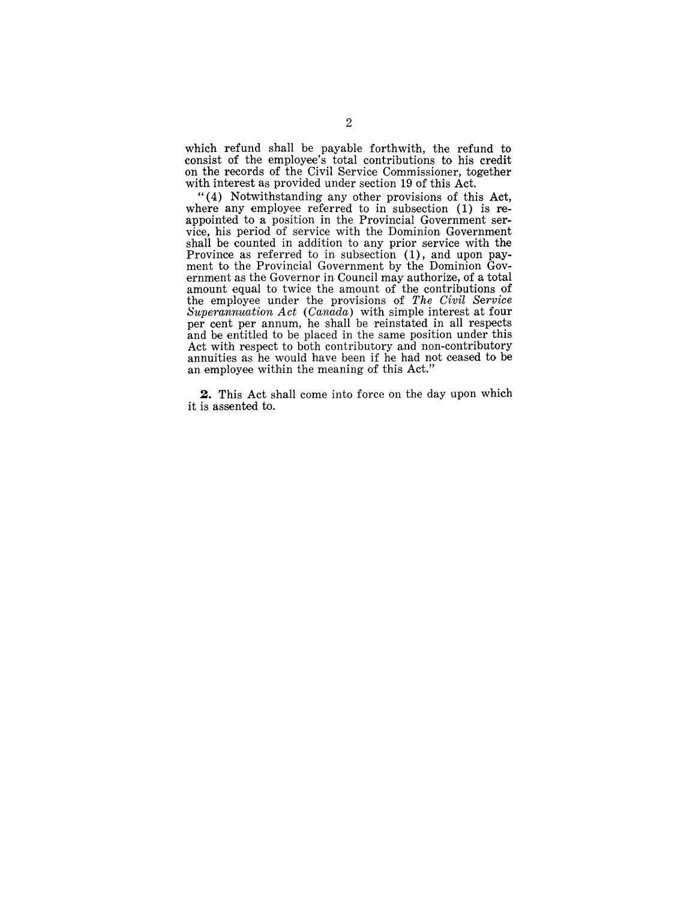which refund shall be payable forthwith, the refund to consist of the employee's total contributions to his credit on the records of the Civil Service Commissioner, together with interest as provided under section 19 of this Act.

"(4) Notwithstanding any other provisions of this Act, where any employee referred to in subsection (1) is reappointed to a position in the Provincial Government service, his period of service with the Dominion Government shall be counted in addition to any prior service with the Province as referred to in subsection (1), and upon payment to the Provincial Government by the Dominion Government as the Governor in Council may authorize, of a total amount equal to twice the amount of the contributions of the employee under the provisions of *The Civil Service Superannuation Act* (*Canada*) with simple interest at four per cent per annum, he shall be reinstated in all respects and be entitled to be placed in the same position under this Act with respect to both contributory and non-contributory annuities as he would have been if he had not ceased to be an employee within the meaning of this Act."

**2.** This Act shall come into force on the day upon which it is assented to.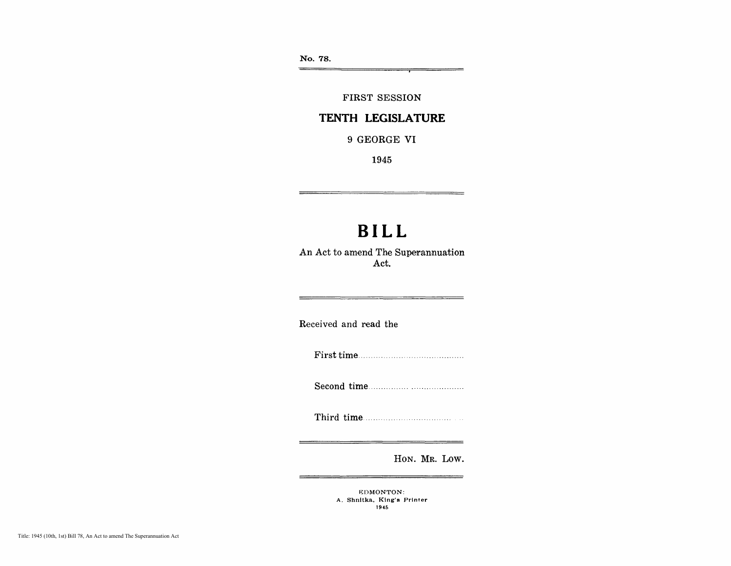No. 78.

FIRST SESSION

# TENTH LEGISLATURE

9 GEORGE VI

1945

# BILL

An Act to amend The Superannuation Act.

Received and read the

First time..........................................

Second time................ ....................

Third time..................................

HON. MR. LOW.

EDMONTON:
A. Shnitka, King's Printer
1945

Title: 1945 (10th, 1st) Bill 78, An Act to amend The Superannuation Act